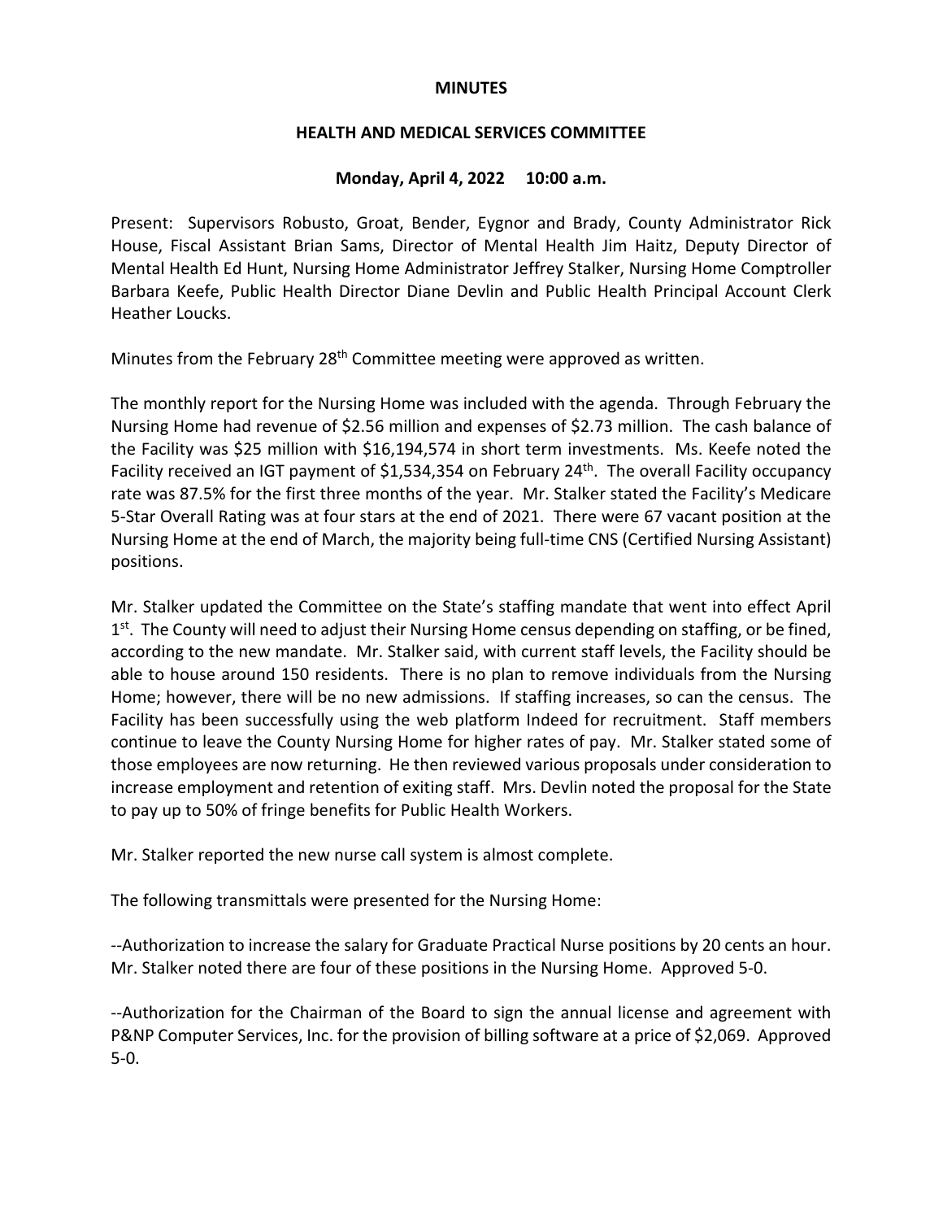**MINUTES**

**HEALTH AND MEDICAL SERVICES COMMITTEE**

**Monday, April 4, 2022 10:00 a.m.**

Present: Supervisors Robusto, Groat, Bender, Eygnor and Brady, County Administrator Rick House, Fiscal Assistant Brian Sams, Director of Mental Health Jim Haitz, Deputy Director of Mental Health Ed Hunt, Nursing Home Administrator Jeffrey Stalker, Nursing Home Comptroller Barbara Keefe, Public Health Director Diane Devlin and Public Health Principal Account Clerk Heather Loucks.

Minutes from the February 28th Committee meeting were approved as written.

The monthly report for the Nursing Home was included with the agenda. Through February the Nursing Home had revenue of $2.56 million and expenses of $2.73 million. The cash balance of the Facility was $25 million with $16,194,574 in short term investments. Ms. Keefe noted the Facility received an IGT payment of $1,534,354 on February 24th. The overall Facility occupancy rate was 87.5% for the first three months of the year. Mr. Stalker stated the Facility's Medicare 5-Star Overall Rating was at four stars at the end of 2021. There were 67 vacant position at the Nursing Home at the end of March, the majority being full-time CNS (Certified Nursing Assistant) positions.

Mr. Stalker updated the Committee on the State's staffing mandate that went into effect April 1st. The County will need to adjust their Nursing Home census depending on staffing, or be fined, according to the new mandate. Mr. Stalker said, with current staff levels, the Facility should be able to house around 150 residents. There is no plan to remove individuals from the Nursing Home; however, there will be no new admissions. If staffing increases, so can the census. The Facility has been successfully using the web platform Indeed for recruitment. Staff members continue to leave the County Nursing Home for higher rates of pay. Mr. Stalker stated some of those employees are now returning. He then reviewed various proposals under consideration to increase employment and retention of exiting staff. Mrs. Devlin noted the proposal for the State to pay up to 50% of fringe benefits for Public Health Workers.

Mr. Stalker reported the new nurse call system is almost complete.

The following transmittals were presented for the Nursing Home:

--Authorization to increase the salary for Graduate Practical Nurse positions by 20 cents an hour. Mr. Stalker noted there are four of these positions in the Nursing Home. Approved 5-0.

--Authorization for the Chairman of the Board to sign the annual license and agreement with P&NP Computer Services, Inc. for the provision of billing software at a price of $2,069. Approved 5-0.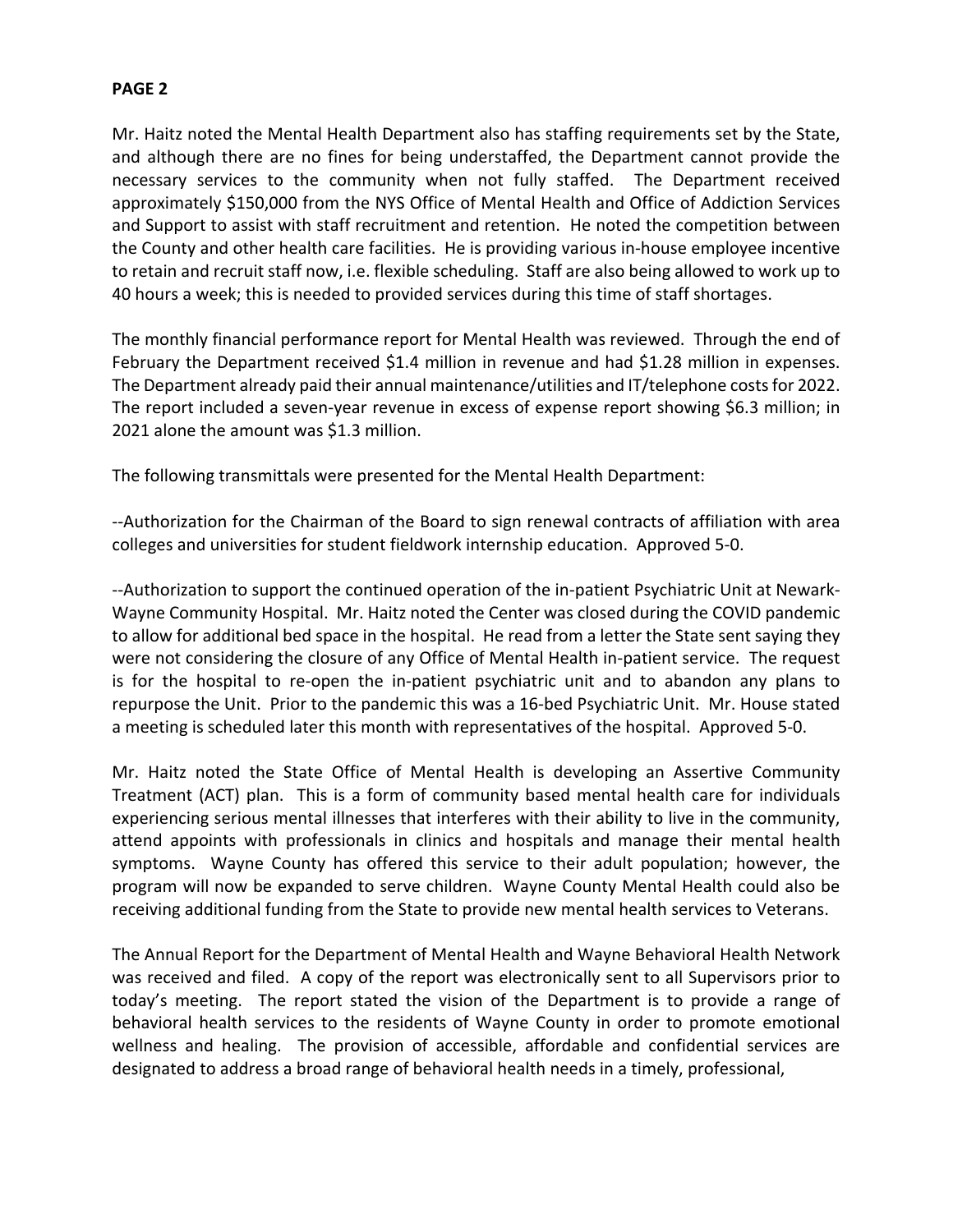Mr. Haitz noted the Mental Health Department also has staffing requirements set by the State, and although there are no fines for being understaffed, the Department cannot provide the necessary services to the community when not fully staffed. The Department received approximately $150,000 from the NYS Office of Mental Health and Office of Addiction Services and Support to assist with staff recruitment and retention. He noted the competition between the County and other health care facilities. He is providing various in-house employee incentive to retain and recruit staff now, i.e. flexible scheduling. Staff are also being allowed to work up to 40 hours a week; this is needed to provided services during this time of staff shortages.

The monthly financial performance report for Mental Health was reviewed. Through the end of February the Department received $1.4 million in revenue and had $1.28 million in expenses. The Department already paid their annual maintenance/utilities and IT/telephone costs for 2022. The report included a seven-year revenue in excess of expense report showing $6.3 million; in 2021 alone the amount was $1.3 million.

The following transmittals were presented for the Mental Health Department:

--Authorization for the Chairman of the Board to sign renewal contracts of affiliation with area colleges and universities for student fieldwork internship education. Approved 5-0.

--Authorization to support the continued operation of the in-patient Psychiatric Unit at Newark-Wayne Community Hospital. Mr. Haitz noted the Center was closed during the COVID pandemic to allow for additional bed space in the hospital. He read from a letter the State sent saying they were not considering the closure of any Office of Mental Health in-patient service. The request is for the hospital to re-open the in-patient psychiatric unit and to abandon any plans to repurpose the Unit. Prior to the pandemic this was a 16-bed Psychiatric Unit. Mr. House stated a meeting is scheduled later this month with representatives of the hospital. Approved 5-0.

Mr. Haitz noted the State Office of Mental Health is developing an Assertive Community Treatment (ACT) plan. This is a form of community based mental health care for individuals experiencing serious mental illnesses that interferes with their ability to live in the community, attend appoints with professionals in clinics and hospitals and manage their mental health symptoms. Wayne County has offered this service to their adult population; however, the program will now be expanded to serve children. Wayne County Mental Health could also be receiving additional funding from the State to provide new mental health services to Veterans.

The Annual Report for the Department of Mental Health and Wayne Behavioral Health Network was received and filed. A copy of the report was electronically sent to all Supervisors prior to today's meeting. The report stated the vision of the Department is to provide a range of behavioral health services to the residents of Wayne County in order to promote emotional wellness and healing. The provision of accessible, affordable and confidential services are designated to address a broad range of behavioral health needs in a timely, professional,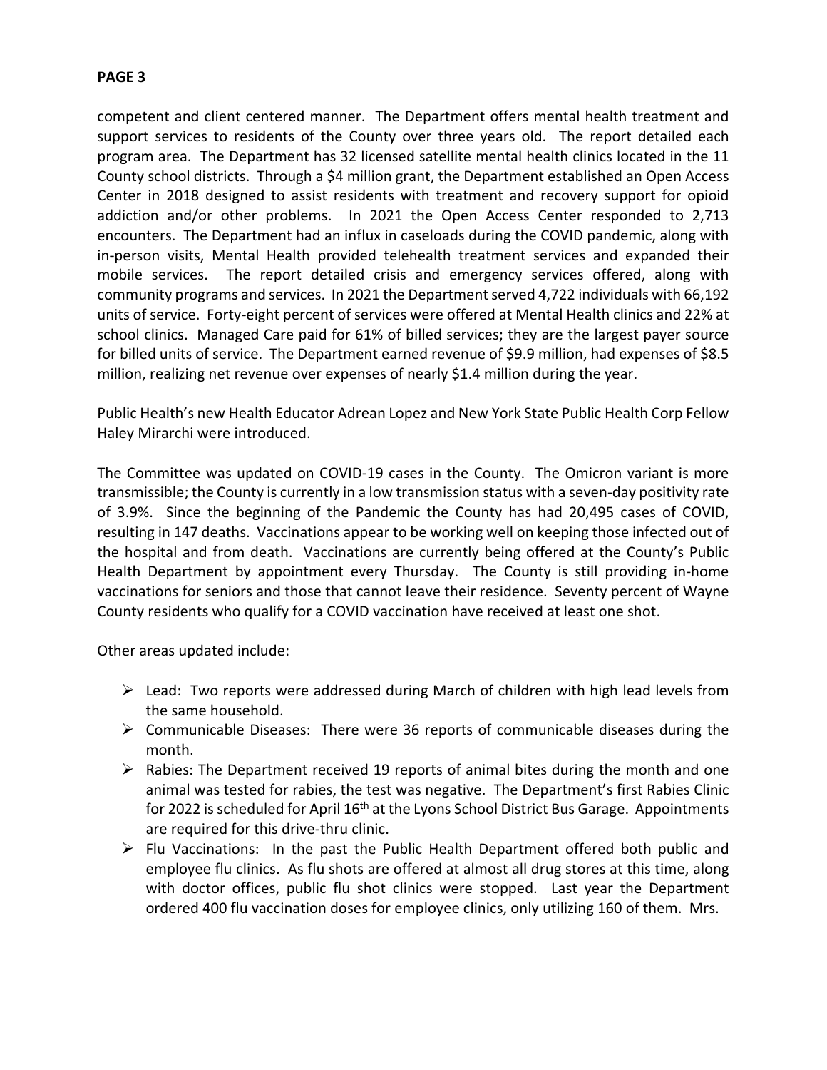competent and client centered manner. The Department offers mental health treatment and support services to residents of the County over three years old. The report detailed each program area. The Department has 32 licensed satellite mental health clinics located in the 11 County school districts. Through a $4 million grant, the Department established an Open Access Center in 2018 designed to assist residents with treatment and recovery support for opioid addiction and/or other problems. In 2021 the Open Access Center responded to 2,713 encounters. The Department had an influx in caseloads during the COVID pandemic, along with in-person visits, Mental Health provided telehealth treatment services and expanded their mobile services. The report detailed crisis and emergency services offered, along with community programs and services. In 2021 the Department served 4,722 individuals with 66,192 units of service. Forty-eight percent of services were offered at Mental Health clinics and 22% at school clinics. Managed Care paid for 61% of billed services; they are the largest payer source for billed units of service. The Department earned revenue of $9.9 million, had expenses of $8.5 million, realizing net revenue over expenses of nearly $1.4 million during the year.

Public Health's new Health Educator Adrean Lopez and New York State Public Health Corp Fellow Haley Mirarchi were introduced.

The Committee was updated on COVID-19 cases in the County. The Omicron variant is more transmissible; the County is currently in a low transmission status with a seven-day positivity rate of 3.9%. Since the beginning of the Pandemic the County has had 20,495 cases of COVID, resulting in 147 deaths. Vaccinations appear to be working well on keeping those infected out of the hospital and from death. Vaccinations are currently being offered at the County's Public Health Department by appointment every Thursday. The County is still providing in-home vaccinations for seniors and those that cannot leave their residence. Seventy percent of Wayne County residents who qualify for a COVID vaccination have received at least one shot.

Other areas updated include:

- Lead: Two reports were addressed during March of children with high lead levels from the same household.
- Communicable Diseases: There were 36 reports of communicable diseases during the month.
- Rabies: The Department received 19 reports of animal bites during the month and one animal was tested for rabies, the test was negative. The Department's first Rabies Clinic for 2022 is scheduled for April 16th at the Lyons School District Bus Garage. Appointments are required for this drive-thru clinic.
- Flu Vaccinations: In the past the Public Health Department offered both public and employee flu clinics. As flu shots are offered at almost all drug stores at this time, along with doctor offices, public flu shot clinics were stopped. Last year the Department ordered 400 flu vaccination doses for employee clinics, only utilizing 160 of them. Mrs.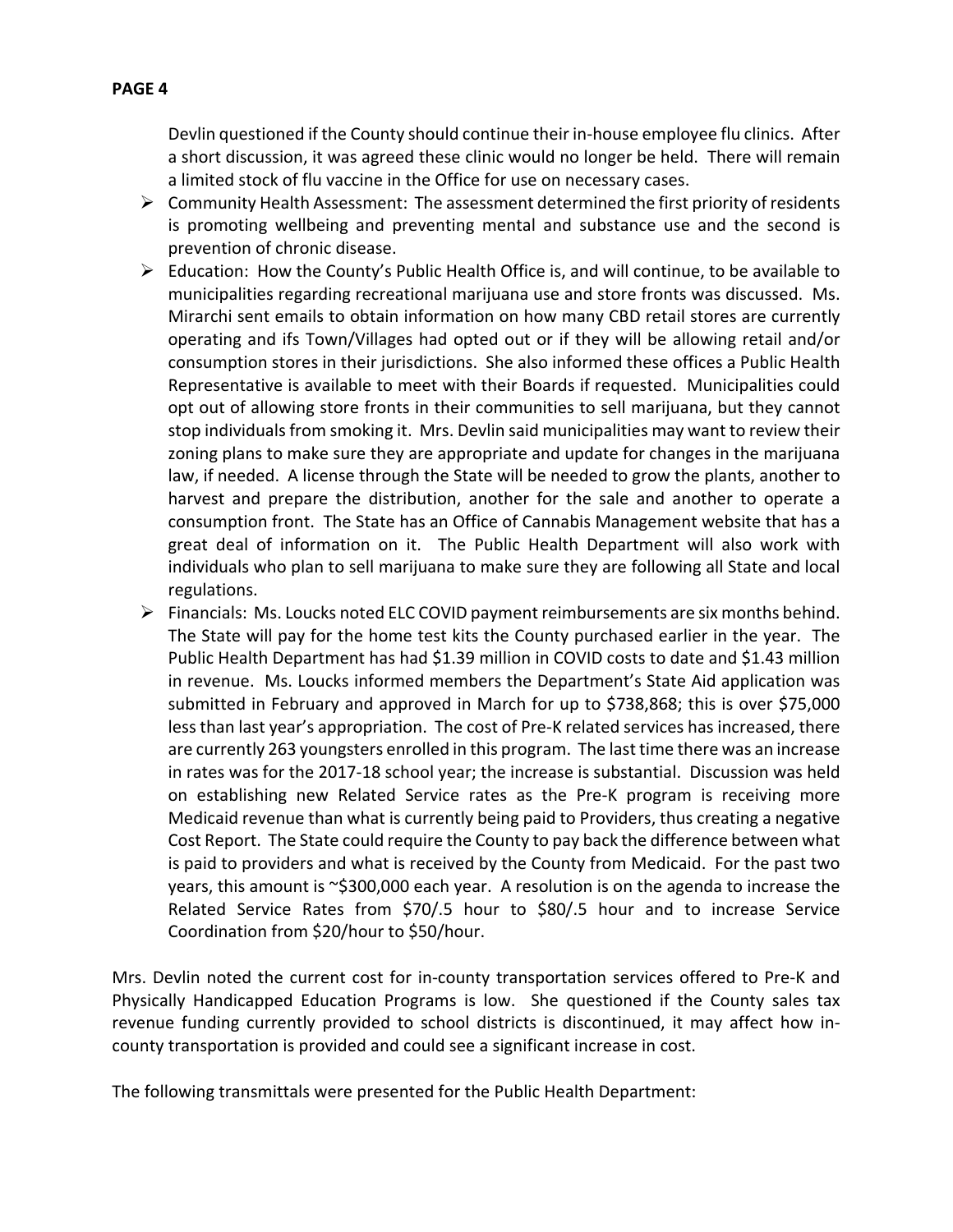Devlin questioned if the County should continue their in-house employee flu clinics. After a short discussion, it was agreed these clinic would no longer be held. There will remain a limited stock of flu vaccine in the Office for use on necessary cases.

- Community Health Assessment: The assessment determined the first priority of residents is promoting wellbeing and preventing mental and substance use and the second is prevention of chronic disease.
- Education: How the County's Public Health Office is, and will continue, to be available to municipalities regarding recreational marijuana use and store fronts was discussed. Ms. Mirarchi sent emails to obtain information on how many CBD retail stores are currently operating and ifs Town/Villages had opted out or if they will be allowing retail and/or consumption stores in their jurisdictions. She also informed these offices a Public Health Representative is available to meet with their Boards if requested. Municipalities could opt out of allowing store fronts in their communities to sell marijuana, but they cannot stop individuals from smoking it. Mrs. Devlin said municipalities may want to review their zoning plans to make sure they are appropriate and update for changes in the marijuana law, if needed. A license through the State will be needed to grow the plants, another to harvest and prepare the distribution, another for the sale and another to operate a consumption front. The State has an Office of Cannabis Management website that has a great deal of information on it. The Public Health Department will also work with individuals who plan to sell marijuana to make sure they are following all State and local regulations.
- Financials: Ms. Loucks noted ELC COVID payment reimbursements are six months behind. The State will pay for the home test kits the County purchased earlier in the year. The Public Health Department has had $1.39 million in COVID costs to date and $1.43 million in revenue. Ms. Loucks informed members the Department's State Aid application was submitted in February and approved in March for up to $738,868; this is over $75,000 less than last year's appropriation. The cost of Pre-K related services has increased, there are currently 263 youngsters enrolled in this program. The last time there was an increase in rates was for the 2017-18 school year; the increase is substantial. Discussion was held on establishing new Related Service rates as the Pre-K program is receiving more Medicaid revenue than what is currently being paid to Providers, thus creating a negative Cost Report. The State could require the County to pay back the difference between what is paid to providers and what is received by the County from Medicaid. For the past two years, this amount is ~$300,000 each year. A resolution is on the agenda to increase the Related Service Rates from $70/.5 hour to $80/.5 hour and to increase Service Coordination from $20/hour to $50/hour.

Mrs. Devlin noted the current cost for in-county transportation services offered to Pre-K and Physically Handicapped Education Programs is low. She questioned if the County sales tax revenue funding currently provided to school districts is discontinued, it may affect how in-county transportation is provided and could see a significant increase in cost.

The following transmittals were presented for the Public Health Department: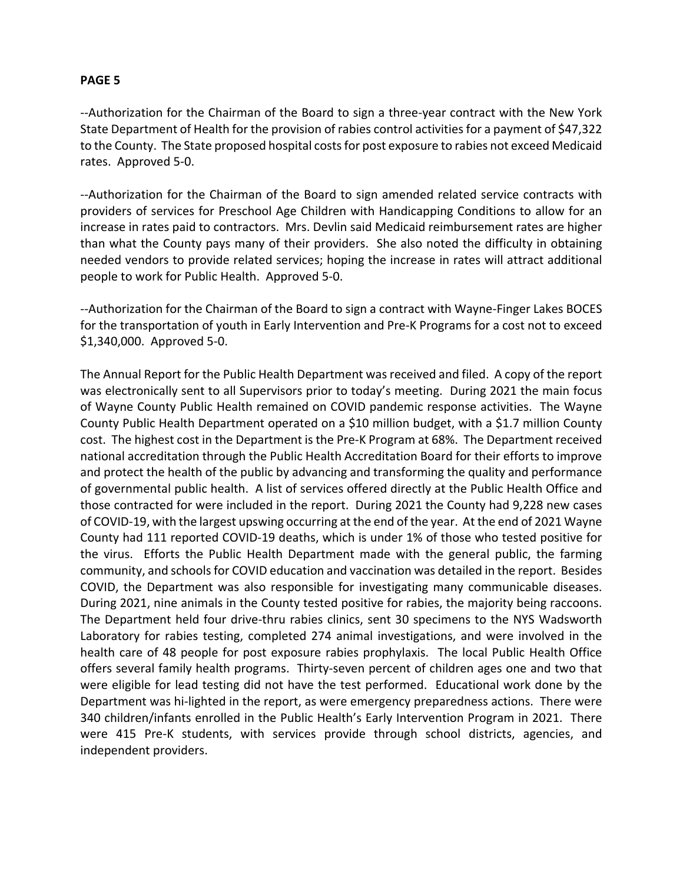**PAGE 5**

--Authorization for the Chairman of the Board to sign a three-year contract with the New York State Department of Health for the provision of rabies control activities for a payment of $47,322 to the County. The State proposed hospital costs for post exposure to rabies not exceed Medicaid rates. Approved 5-0.

--Authorization for the Chairman of the Board to sign amended related service contracts with providers of services for Preschool Age Children with Handicapping Conditions to allow for an increase in rates paid to contractors. Mrs. Devlin said Medicaid reimbursement rates are higher than what the County pays many of their providers. She also noted the difficulty in obtaining needed vendors to provide related services; hoping the increase in rates will attract additional people to work for Public Health. Approved 5-0.

--Authorization for the Chairman of the Board to sign a contract with Wayne-Finger Lakes BOCES for the transportation of youth in Early Intervention and Pre-K Programs for a cost not to exceed $1,340,000. Approved 5-0.

The Annual Report for the Public Health Department was received and filed. A copy of the report was electronically sent to all Supervisors prior to today's meeting. During 2021 the main focus of Wayne County Public Health remained on COVID pandemic response activities. The Wayne County Public Health Department operated on a $10 million budget, with a $1.7 million County cost. The highest cost in the Department is the Pre-K Program at 68%. The Department received national accreditation through the Public Health Accreditation Board for their efforts to improve and protect the health of the public by advancing and transforming the quality and performance of governmental public health. A list of services offered directly at the Public Health Office and those contracted for were included in the report. During 2021 the County had 9,228 new cases of COVID-19, with the largest upswing occurring at the end of the year. At the end of 2021 Wayne County had 111 reported COVID-19 deaths, which is under 1% of those who tested positive for the virus. Efforts the Public Health Department made with the general public, the farming community, and schools for COVID education and vaccination was detailed in the report. Besides COVID, the Department was also responsible for investigating many communicable diseases. During 2021, nine animals in the County tested positive for rabies, the majority being raccoons. The Department held four drive-thru rabies clinics, sent 30 specimens to the NYS Wadsworth Laboratory for rabies testing, completed 274 animal investigations, and were involved in the health care of 48 people for post exposure rabies prophylaxis. The local Public Health Office offers several family health programs. Thirty-seven percent of children ages one and two that were eligible for lead testing did not have the test performed. Educational work done by the Department was hi-lighted in the report, as were emergency preparedness actions. There were 340 children/infants enrolled in the Public Health's Early Intervention Program in 2021. There were 415 Pre-K students, with services provide through school districts, agencies, and independent providers.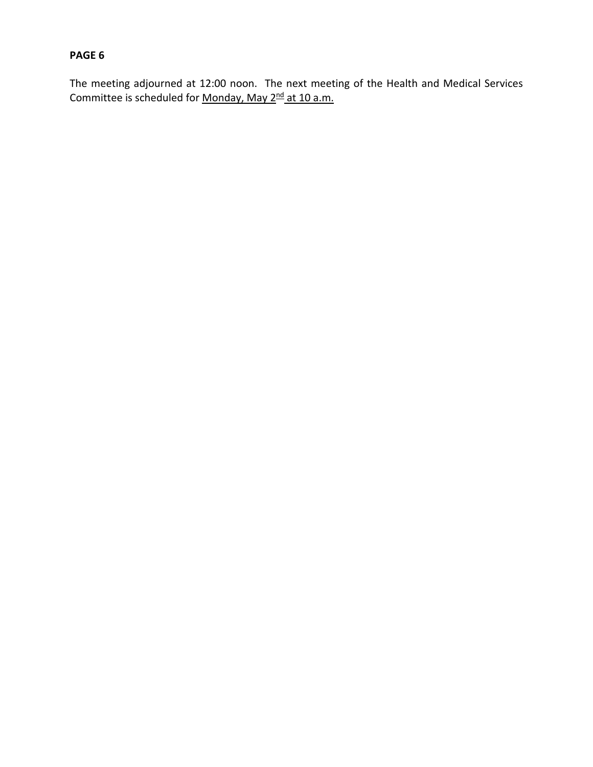The meeting adjourned at 12:00 noon. The next meeting of the Health and Medical Services Committee is scheduled for <u>Monday, May 2nd at 10 a.m.</u>